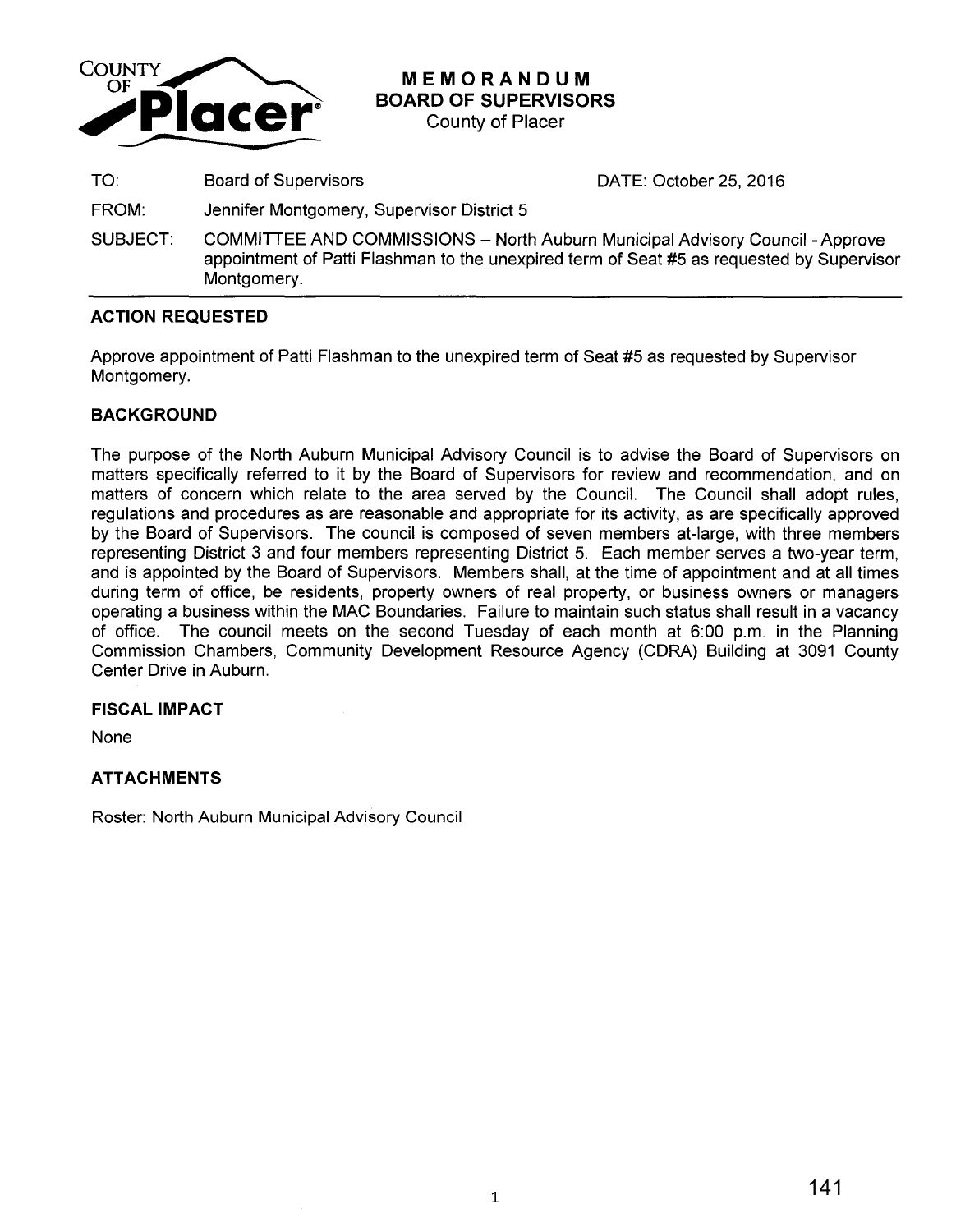COUNTY OF Placer

# MEMORANDUM
## BOARD OF SUPERVISORS
County of Placer

| | | |
|---|---|---|
| TO: | Board of Supervisors | DATE: October 25, 2016 |
| FROM: | Jennifer Montgomery, Supervisor District 5 | |
| SUBJECT: | COMMITTEE AND COMMISSIONS – North Auburn Municipal Advisory Council - Approve appointment of Patti Flashman to the unexpired term of Seat #5 as requested by Supervisor Montgomery. | |

### ACTION REQUESTED

Approve appointment of Patti Flashman to the unexpired term of Seat #5 as requested by Supervisor Montgomery.

### BACKGROUND

The purpose of the North Auburn Municipal Advisory Council is to advise the Board of Supervisors on matters specifically referred to it by the Board of Supervisors for review and recommendation, and on matters of concern which relate to the area served by the Council. The Council shall adopt rules, regulations and procedures as are reasonable and appropriate for its activity, as are specifically approved by the Board of Supervisors. The council is composed of seven members at-large, with three members representing District 3 and four members representing District 5. Each member serves a two-year term, and is appointed by the Board of Supervisors. Members shall, at the time of appointment and at all times during term of office, be residents, property owners of real property, or business owners or managers operating a business within the MAC Boundaries. Failure to maintain such status shall result in a vacancy of office. The council meets on the second Tuesday of each month at 6:00 p.m. in the Planning Commission Chambers, Community Development Resource Agency (CDRA) Building at 3091 County Center Drive in Auburn.

### FISCAL IMPACT

None

### ATTACHMENTS

Roster: North Auburn Municipal Advisory Council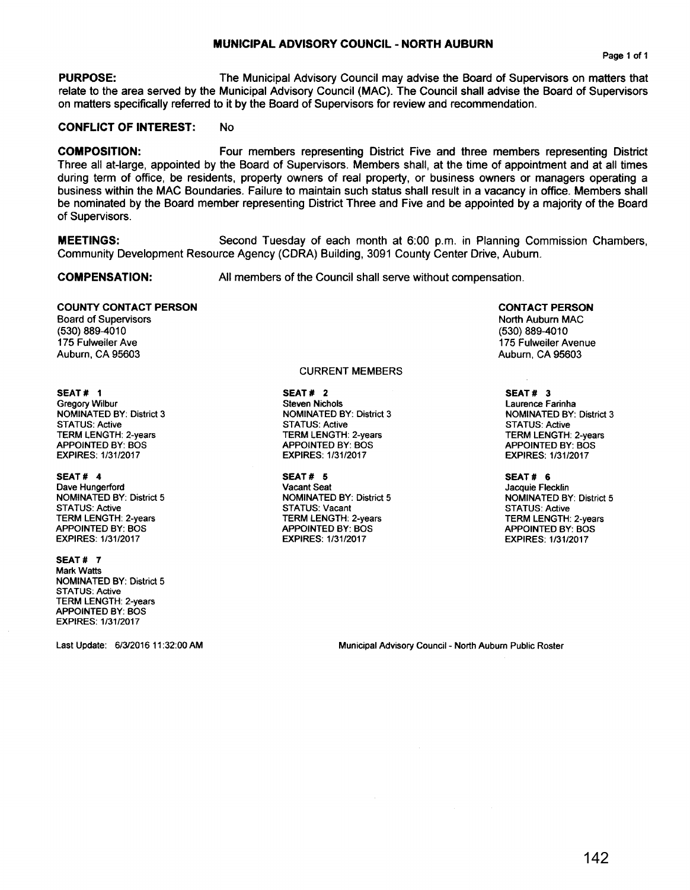# MUNICIPAL ADVISORY COUNCIL - NORTH AUBURN

**PURPOSE:** The Municipal Advisory Council may advise the Board of Supervisors on matters that relate to the area served by the Municipal Advisory Council (MAC). The Council shall advise the Board of Supervisors on matters specifically referred to it by the Board of Supervisors for review and recommendation.

**CONFLICT OF INTEREST:** No

**COMPOSITION:** Four members representing District Five and three members representing District Three all at-large, appointed by the Board of Supervisors. Members shall, at the time of appointment and at all times during term of office, be residents, property owners of real property, or business owners or managers operating a business within the MAC Boundaries. Failure to maintain such status shall result in a vacancy in office. Members shall be nominated by the Board member representing District Three and Five and be appointed by a majority of the Board of Supervisors.

**MEETINGS:** Second Tuesday of each month at 6:00 p.m. in Planning Commission Chambers, Community Development Resource Agency (CDRA) Building, 3091 County Center Drive, Auburn.

**COMPENSATION:** All members of the Council shall serve without compensation.

**COUNTY CONTACT PERSON**
Board of Supervisors
(530) 889-4010
175 Fulweiler Ave
Auburn, CA 95603

**CONTACT PERSON**
North Auburn MAC
(530) 889-4010
175 Fulweiler Avenue
Auburn, CA 95603

CURRENT MEMBERS

**SEAT # 1**
Gregory Wilbur
NOMINATED BY: District 3
STATUS: Active
TERM LENGTH: 2-years
APPOINTED BY: BOS
EXPIRES: 1/31/2017

**SEAT # 2**
Steven Nichols
NOMINATED BY: District 3
STATUS: Active
TERM LENGTH: 2-years
APPOINTED BY: BOS
EXPIRES: 1/31/2017

**SEAT # 3**
Laurence Farinha
NOMINATED BY: District 3
STATUS: Active
TERM LENGTH: 2-years
APPOINTED BY: BOS
EXPIRES: 1/31/2017

**SEAT # 4**
Dave Hungerford
NOMINATED BY: District 5
STATUS: Active
TERM LENGTH: 2-years
APPOINTED BY: BOS
EXPIRES: 1/31/2017

**SEAT # 5**
Vacant Seat
NOMINATED BY: District 5
STATUS: Vacant
TERM LENGTH: 2-years
APPOINTED BY: BOS
EXPIRES: 1/31/2017

**SEAT # 6**
Jacquie Flecklin
NOMINATED BY: District 5
STATUS: Active
TERM LENGTH: 2-years
APPOINTED BY: BOS
EXPIRES: 1/31/2017

**SEAT # 7**
Mark Watts
NOMINATED BY: District 5
STATUS: Active
TERM LENGTH: 2-years
APPOINTED BY: BOS
EXPIRES: 1/31/2017

Last Update: 6/3/2016 11:32:00 AM

Municipal Advisory Council - North Auburn Public Roster